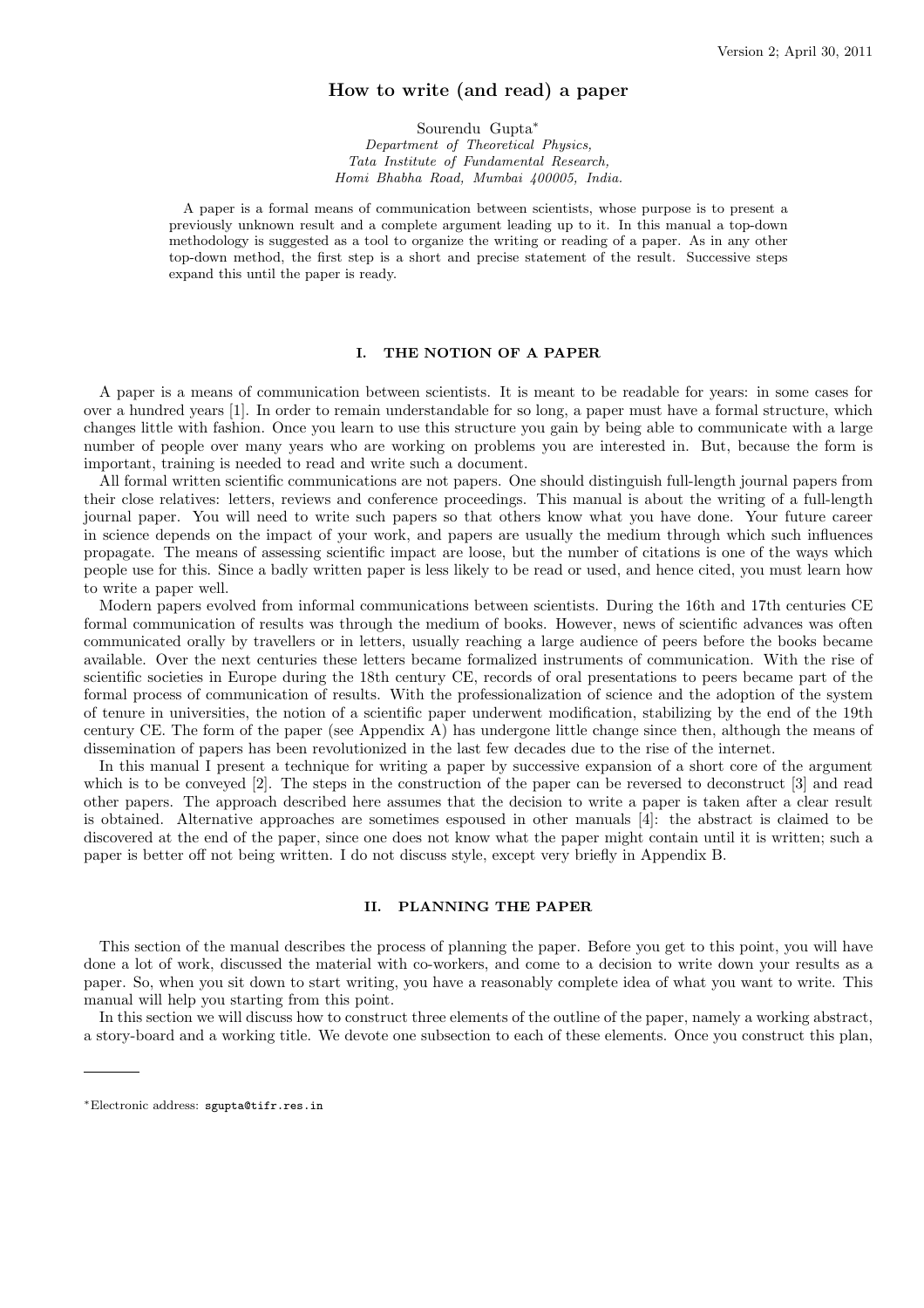Version 2; April 30, 2011

# How to write (and read) a paper

Sourendu Gupta*

*Department of Theoretical Physics,*
*Tata Institute of Fundamental Research,*
*Homi Bhabha Road, Mumbai 400005, India.*

A paper is a formal means of communication between scientists, whose purpose is to present a previously unknown result and a complete argument leading up to it. In this manual a top-down methodology is suggested as a tool to organize the writing or reading of a paper. As in any other top-down method, the first step is a short and precise statement of the result. Successive steps expand this until the paper is ready.

## I. THE NOTION OF A PAPER

A paper is a means of communication between scientists. It is meant to be readable for years: in some cases for over a hundred years [1]. In order to remain understandable for so long, a paper must have a formal structure, which changes little with fashion. Once you learn to use this structure you gain by being able to communicate with a large number of people over many years who are working on problems you are interested in. But, because the form is important, training is needed to read and write such a document.

All formal written scientific communications are not papers. One should distinguish full-length journal papers from their close relatives: letters, reviews and conference proceedings. This manual is about the writing of a full-length journal paper. You will need to write such papers so that others know what you have done. Your future career in science depends on the impact of your work, and papers are usually the medium through which such influences propagate. The means of assessing scientific impact are loose, but the number of citations is one of the ways which people use for this. Since a badly written paper is less likely to be read or used, and hence cited, you must learn how to write a paper well.

Modern papers evolved from informal communications between scientists. During the 16th and 17th centuries CE formal communication of results was through the medium of books. However, news of scientific advances was often communicated orally by travellers or in letters, usually reaching a large audience of peers before the books became available. Over the next centuries these letters became formalized instruments of communication. With the rise of scientific societies in Europe during the 18th century CE, records of oral presentations to peers became part of the formal process of communication of results. With the professionalization of science and the adoption of the system of tenure in universities, the notion of a scientific paper underwent modification, stabilizing by the end of the 19th century CE. The form of the paper (see Appendix A) has undergone little change since then, although the means of dissemination of papers has been revolutionized in the last few decades due to the rise of the internet.

In this manual I present a technique for writing a paper by successive expansion of a short core of the argument which is to be conveyed [2]. The steps in the construction of the paper can be reversed to deconstruct [3] and read other papers. The approach described here assumes that the decision to write a paper is taken after a clear result is obtained. Alternative approaches are sometimes espoused in other manuals [4]: the abstract is claimed to be discovered at the end of the paper, since one does not know what the paper might contain until it is written; such a paper is better off not being written. I do not discuss style, except very briefly in Appendix B.

## II. PLANNING THE PAPER

This section of the manual describes the process of planning the paper. Before you get to this point, you will have done a lot of work, discussed the material with co-workers, and come to a decision to write down your results as a paper. So, when you sit down to start writing, you have a reasonably complete idea of what you want to write. This manual will help you starting from this point.

In this section we will discuss how to construct three elements of the outline of the paper, namely a working abstract, a story-board and a working title. We devote one subsection to each of these elements. Once you construct this plan,

*Electronic address: sgupta@tifr.res.in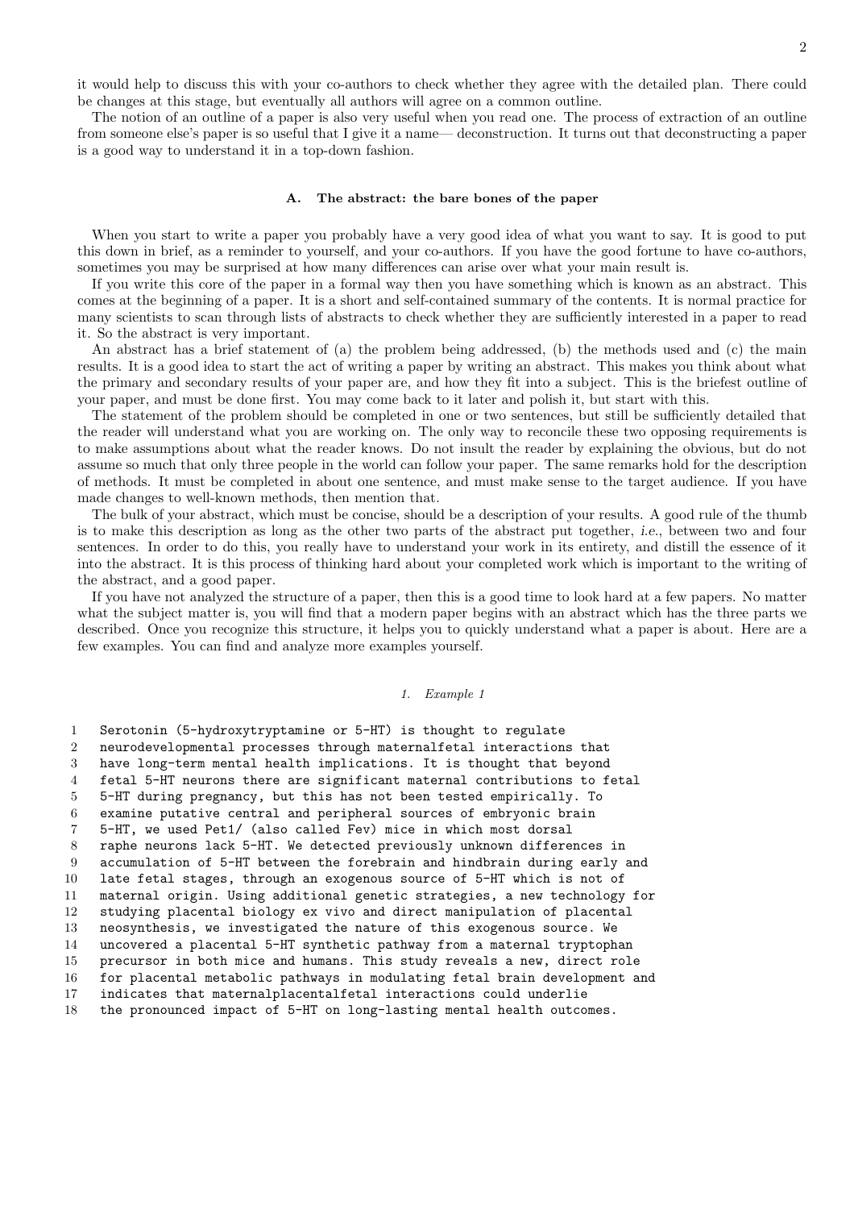it would help to discuss this with your co-authors to check whether they agree with the detailed plan. There could be changes at this stage, but eventually all authors will agree on a common outline.

The notion of an outline of a paper is also very useful when you read one. The process of extraction of an outline from someone else's paper is so useful that I give it a name— deconstruction. It turns out that deconstructing a paper is a good way to understand it in a top-down fashion.

### A. The abstract: the bare bones of the paper

When you start to write a paper you probably have a very good idea of what you want to say. It is good to put this down in brief, as a reminder to yourself, and your co-authors. If you have the good fortune to have co-authors, sometimes you may be surprised at how many differences can arise over what your main result is.

If you write this core of the paper in a formal way then you have something which is known as an abstract. This comes at the beginning of a paper. It is a short and self-contained summary of the contents. It is normal practice for many scientists to scan through lists of abstracts to check whether they are sufficiently interested in a paper to read it. So the abstract is very important.

An abstract has a brief statement of (a) the problem being addressed, (b) the methods used and (c) the main results. It is a good idea to start the act of writing a paper by writing an abstract. This makes you think about what the primary and secondary results of your paper are, and how they fit into a subject. This is the briefest outline of your paper, and must be done first. You may come back to it later and polish it, but start with this.

The statement of the problem should be completed in one or two sentences, but still be sufficiently detailed that the reader will understand what you are working on. The only way to reconcile these two opposing requirements is to make assumptions about what the reader knows. Do not insult the reader by explaining the obvious, but do not assume so much that only three people in the world can follow your paper. The same remarks hold for the description of methods. It must be completed in about one sentence, and must make sense to the target audience. If you have made changes to well-known methods, then mention that.

The bulk of your abstract, which must be concise, should be a description of your results. A good rule of the thumb is to make this description as long as the other two parts of the abstract put together, *i.e.*, between two and four sentences. In order to do this, you really have to understand your work in its entirety, and distill the essence of it into the abstract. It is this process of thinking hard about your completed work which is important to the writing of the abstract, and a good paper.

If you have not analyzed the structure of a paper, then this is a good time to look hard at a few papers. No matter what the subject matter is, you will find that a modern paper begins with an abstract which has the three parts we described. Once you recognize this structure, it helps you to quickly understand what a paper is about. Here are a few examples. You can find and analyze more examples yourself.

#### 1. Example 1

```
1   Serotonin (5-hydroxytryptamine or 5-HT) is thought to regulate
2   neurodevelopmental processes through maternalfetal interactions that
3   have long-term mental health implications. It is thought that beyond
4   fetal 5-HT neurons there are significant maternal contributions to fetal
5   5-HT during pregnancy, but this has not been tested empirically. To
6   examine putative central and peripheral sources of embryonic brain
7   5-HT, we used Pet1/ (also called Fev) mice in which most dorsal
8   raphe neurons lack 5-HT. We detected previously unknown differences in
9   accumulation of 5-HT between the forebrain and hindbrain during early and
10  late fetal stages, through an exogenous source of 5-HT which is not of
11  maternal origin. Using additional genetic strategies, a new technology for
12  studying placental biology ex vivo and direct manipulation of placental
13  neosynthesis, we investigated the nature of this exogenous source. We
14  uncovered a placental 5-HT synthetic pathway from a maternal tryptophan
15  precursor in both mice and humans. This study reveals a new, direct role
16  for placental metabolic pathways in modulating fetal brain development and
17  indicates that maternalplacentalfetal interactions could underlie
18  the pronounced impact of 5-HT on long-lasting mental health outcomes.
```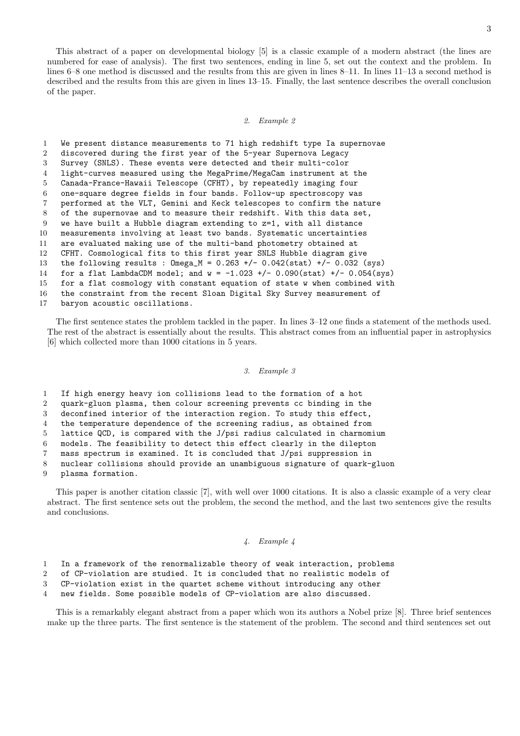This abstract of a paper on developmental biology [5] is a classic example of a modern abstract (the lines are numbered for ease of analysis). The first two sentences, ending in line 5, set out the context and the problem. In lines 6–8 one method is discussed and the results from this are given in lines 8–11. In lines 11–13 a second method is described and the results from this are given in lines 13–15. Finally, the last sentence describes the overall conclusion of the paper.

### 2. Example 2

```
1   We present distance measurements to 71 high redshift type Ia supernovae
2   discovered during the first year of the 5-year Supernova Legacy
3   Survey (SNLS). These events were detected and their multi-color
4   light-curves measured using the MegaPrime/MegaCam instrument at the
5   Canada-France-Hawaii Telescope (CFHT), by repeatedly imaging four
6   one-square degree fields in four bands. Follow-up spectroscopy was
7   performed at the VLT, Gemini and Keck telescopes to confirm the nature
8   of the supernovae and to measure their redshift. With this data set,
9   we have built a Hubble diagram extending to z=1, with all distance
10  measurements involving at least two bands. Systematic uncertainties
11  are evaluated making use of the multi-band photometry obtained at
12  CFHT. Cosmological fits to this first year SNLS Hubble diagram give
13  the following results : Omega_M = 0.263 +/- 0.042(stat) +/- 0.032 (sys)
14  for a flat LambdaCDM model; and w = -1.023 +/- 0.090(stat) +/- 0.054(sys)
15  for a flat cosmology with constant equation of state w when combined with
16  the constraint from the recent Sloan Digital Sky Survey measurement of
17  baryon acoustic oscillations.
```

The first sentence states the problem tackled in the paper. In lines 3–12 one finds a statement of the methods used. The rest of the abstract is essentially about the results. This abstract comes from an influential paper in astrophysics [6] which collected more than 1000 citations in 5 years.

### 3. Example 3

```
1   If high energy heavy ion collisions lead to the formation of a hot
2   quark-gluon plasma, then colour screening prevents cc binding in the
3   deconfined interior of the interaction region. To study this effect,
4   the temperature dependence of the screening radius, as obtained from
5   lattice QCD, is compared with the J/psi radius calculated in charmonium
6   models. The feasibility to detect this effect clearly in the dilepton
7   mass spectrum is examined. It is concluded that J/psi suppression in
8   nuclear collisions should provide an unambiguous signature of quark-gluon
9   plasma formation.
```

This paper is another citation classic [7], with well over 1000 citations. It is also a classic example of a very clear abstract. The first sentence sets out the problem, the second the method, and the last two sentences give the results and conclusions.

### 4. Example 4

```
1   In a framework of the renormalizable theory of weak interaction, problems
2   of CP-violation are studied. It is concluded that no realistic models of
3   CP-violation exist in the quartet scheme without introducing any other
4   new fields. Some possible models of CP-violation are also discussed.
```

This is a remarkably elegant abstract from a paper which won its authors a Nobel prize [8]. Three brief sentences make up the three parts. The first sentence is the statement of the problem. The second and third sentences set out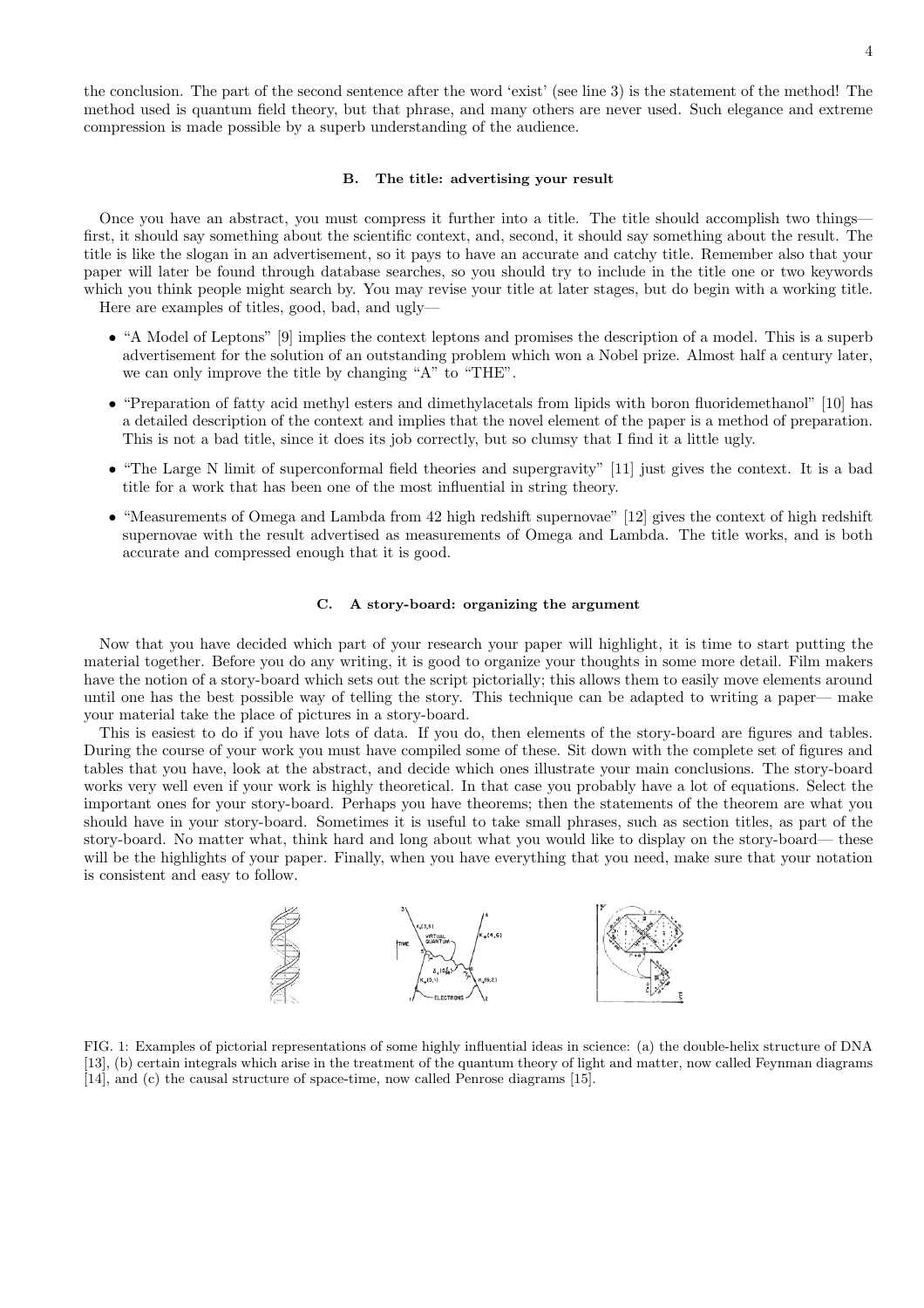the conclusion. The part of the second sentence after the word 'exist' (see line 3) is the statement of the method! The method used is quantum field theory, but that phrase, and many others are never used. Such elegance and extreme compression is made possible by a superb understanding of the audience.

### B. The title: advertising your result

Once you have an abstract, you must compress it further into a title. The title should accomplish two things— first, it should say something about the scientific context, and, second, it should say something about the result. The title is like the slogan in an advertisement, so it pays to have an accurate and catchy title. Remember also that your paper will later be found through database searches, so you should try to include in the title one or two keywords which you think people might search by. You may revise your title at later stages, but do begin with a working title.

Here are examples of titles, good, bad, and ugly—

- "A Model of Leptons" [9] implies the context leptons and promises the description of a model. This is a superb advertisement for the solution of an outstanding problem which won a Nobel prize. Almost half a century later, we can only improve the title by changing "A" to "THE".
- "Preparation of fatty acid methyl esters and dimethylacetals from lipids with boron fluoridemethanol" [10] has a detailed description of the context and implies that the novel element of the paper is a method of preparation. This is not a bad title, since it does its job correctly, but so clumsy that I find it a little ugly.
- "The Large N limit of superconformal field theories and supergravity" [11] just gives the context. It is a bad title for a work that has been one of the most influential in string theory.
- "Measurements of Omega and Lambda from 42 high redshift supernovae" [12] gives the context of high redshift supernovae with the result advertised as measurements of Omega and Lambda. The title works, and is both accurate and compressed enough that it is good.

### C. A story-board: organizing the argument

Now that you have decided which part of your research your paper will highlight, it is time to start putting the material together. Before you do any writing, it is good to organize your thoughts in some more detail. Film makers have the notion of a story-board which sets out the script pictorially; this allows them to easily move elements around until one has the best possible way of telling the story. This technique can be adapted to writing a paper— make your material take the place of pictures in a story-board.

This is easiest to do if you have lots of data. If you do, then elements of the story-board are figures and tables. During the course of your work you must have compiled some of these. Sit down with the complete set of figures and tables that you have, look at the abstract, and decide which ones illustrate your main conclusions. The story-board works very well even if your work is highly theoretical. In that case you probably have a lot of equations. Select the important ones for your story-board. Perhaps you have theorems; then the statements of the theorem are what you should have in your story-board. Sometimes it is useful to take small phrases, such as section titles, as part of the story-board. No matter what, think hard and long about what you would like to display on the story-board— these will be the highlights of your paper. Finally, when you have everything that you need, make sure that your notation is consistent and easy to follow.

FIG. 1: Examples of pictorial representations of some highly influential ideas in science: (a) the double-helix structure of DNA [13], (b) certain integrals which arise in the treatment of the quantum theory of light and matter, now called Feynman diagrams [14], and (c) the causal structure of space-time, now called Penrose diagrams [15].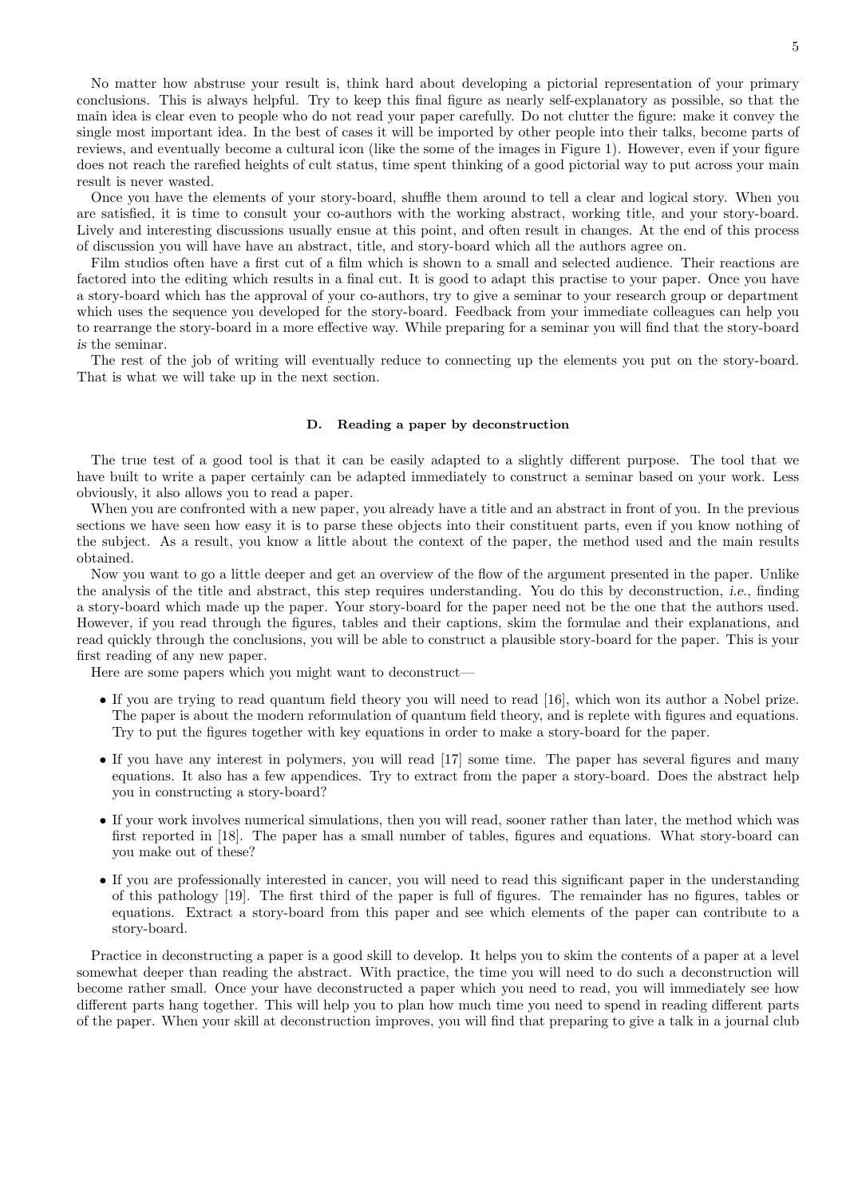No matter how abstruse your result is, think hard about developing a pictorial representation of your primary conclusions. This is always helpful. Try to keep this final figure as nearly self-explanatory as possible, so that the main idea is clear even to people who do not read your paper carefully. Do not clutter the figure: make it convey the single most important idea. In the best of cases it will be imported by other people into their talks, become parts of reviews, and eventually become a cultural icon (like the some of the images in Figure 1). However, even if your figure does not reach the rarefied heights of cult status, time spent thinking of a good pictorial way to put across your main result is never wasted.

Once you have the elements of your story-board, shuffle them around to tell a clear and logical story. When you are satisfied, it is time to consult your co-authors with the working abstract, working title, and your story-board. Lively and interesting discussions usually ensue at this point, and often result in changes. At the end of this process of discussion you will have have an abstract, title, and story-board which all the authors agree on.

Film studios often have a first cut of a film which is shown to a small and selected audience. Their reactions are factored into the editing which results in a final cut. It is good to adapt this practise to your paper. Once you have a story-board which has the approval of your co-authors, try to give a seminar to your research group or department which uses the sequence you developed for the story-board. Feedback from your immediate colleagues can help you to rearrange the story-board in a more effective way. While preparing for a seminar you will find that the story-board *is* the seminar.

The rest of the job of writing will eventually reduce to connecting up the elements you put on the story-board. That is what we will take up in the next section.

### D. Reading a paper by deconstruction

The true test of a good tool is that it can be easily adapted to a slightly different purpose. The tool that we have built to write a paper certainly can be adapted immediately to construct a seminar based on your work. Less obviously, it also allows you to read a paper.

When you are confronted with a new paper, you already have a title and an abstract in front of you. In the previous sections we have seen how easy it is to parse these objects into their constituent parts, even if you know nothing of the subject. As a result, you know a little about the context of the paper, the method used and the main results obtained.

Now you want to go a little deeper and get an overview of the flow of the argument presented in the paper. Unlike the analysis of the title and abstract, this step requires understanding. You do this by deconstruction, *i.e.*, finding a story-board which made up the paper. Your story-board for the paper need not be the one that the authors used. However, if you read through the figures, tables and their captions, skim the formulae and their explanations, and read quickly through the conclusions, you will be able to construct a plausible story-board for the paper. This is your first reading of any new paper.

Here are some papers which you might want to deconstruct—

- If you are trying to read quantum field theory you will need to read [16], which won its author a Nobel prize. The paper is about the modern reformulation of quantum field theory, and is replete with figures and equations. Try to put the figures together with key equations in order to make a story-board for the paper.
- If you have any interest in polymers, you will read [17] some time. The paper has several figures and many equations. It also has a few appendices. Try to extract from the paper a story-board. Does the abstract help you in constructing a story-board?
- If your work involves numerical simulations, then you will read, sooner rather than later, the method which was first reported in [18]. The paper has a small number of tables, figures and equations. What story-board can you make out of these?
- If you are professionally interested in cancer, you will need to read this significant paper in the understanding of this pathology [19]. The first third of the paper is full of figures. The remainder has no figures, tables or equations. Extract a story-board from this paper and see which elements of the paper can contribute to a story-board.

Practice in deconstructing a paper is a good skill to develop. It helps you to skim the contents of a paper at a level somewhat deeper than reading the abstract. With practice, the time you will need to do such a deconstruction will become rather small. Once your have deconstructed a paper which you need to read, you will immediately see how different parts hang together. This will help you to plan how much time you need to spend in reading different parts of the paper. When your skill at deconstruction improves, you will find that preparing to give a talk in a journal club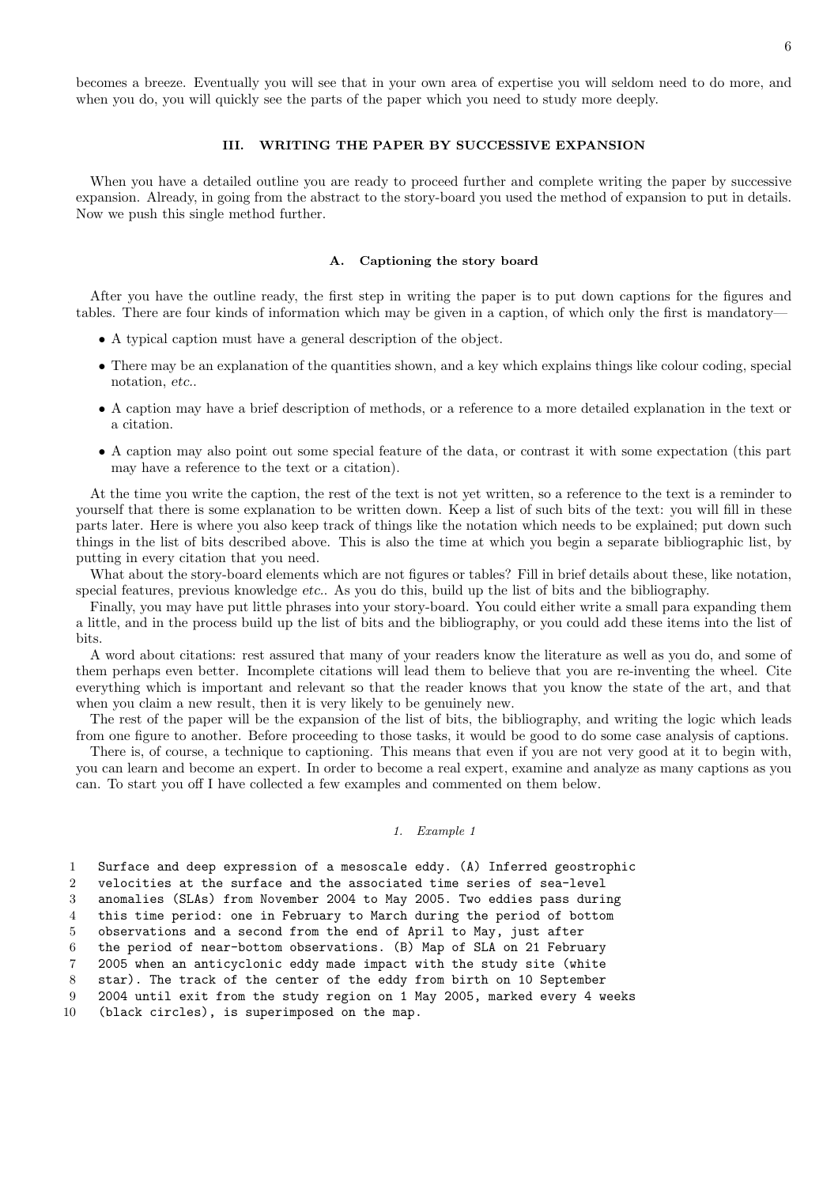becomes a breeze. Eventually you will see that in your own area of expertise you will seldom need to do more, and when you do, you will quickly see the parts of the paper which you need to study more deeply.

## III. WRITING THE PAPER BY SUCCESSIVE EXPANSION

When you have a detailed outline you are ready to proceed further and complete writing the paper by successive expansion. Already, in going from the abstract to the story-board you used the method of expansion to put in details. Now we push this single method further.

### A. Captioning the story board

After you have the outline ready, the first step in writing the paper is to put down captions for the figures and tables. There are four kinds of information which may be given in a caption, of which only the first is mandatory—

- A typical caption must have a general description of the object.
- There may be an explanation of the quantities shown, and a key which explains things like colour coding, special notation, *etc.*.
- A caption may have a brief description of methods, or a reference to a more detailed explanation in the text or a citation.
- A caption may also point out some special feature of the data, or contrast it with some expectation (this part may have a reference to the text or a citation).

At the time you write the caption, the rest of the text is not yet written, so a reference to the text is a reminder to yourself that there is some explanation to be written down. Keep a list of such bits of the text: you will fill in these parts later. Here is where you also keep track of things like the notation which needs to be explained; put down such things in the list of bits described above. This is also the time at which you begin a separate bibliographic list, by putting in every citation that you need.

What about the story-board elements which are not figures or tables? Fill in brief details about these, like notation, special features, previous knowledge *etc.*. As you do this, build up the list of bits and the bibliography.

Finally, you may have put little phrases into your story-board. You could either write a small para expanding them a little, and in the process build up the list of bits and the bibliography, or you could add these items into the list of bits.

A word about citations: rest assured that many of your readers know the literature as well as you do, and some of them perhaps even better. Incomplete citations will lead them to believe that you are re-inventing the wheel. Cite everything which is important and relevant so that the reader knows that you know the state of the art, and that when you claim a new result, then it is very likely to be genuinely new.

The rest of the paper will be the expansion of the list of bits, the bibliography, and writing the logic which leads from one figure to another. Before proceeding to those tasks, it would be good to do some case analysis of captions.

There is, of course, a technique to captioning. This means that even if you are not very good at it to begin with, you can learn and become an expert. In order to become a real expert, examine and analyze as many captions as you can. To start you off I have collected a few examples and commented on them below.

#### 1. *Example 1*

```
1   Surface and deep expression of a mesoscale eddy. (A) Inferred geostrophic
2   velocities at the surface and the associated time series of sea-level
3   anomalies (SLAs) from November 2004 to May 2005. Two eddies pass during
4   this time period: one in February to March during the period of bottom
5   observations and a second from the end of April to May, just after
6   the period of near-bottom observations. (B) Map of SLA on 21 February
7   2005 when an anticyclonic eddy made impact with the study site (white
8   star). The track of the center of the eddy from birth on 10 September
9   2004 until exit from the study region on 1 May 2005, marked every 4 weeks
10  (black circles), is superimposed on the map.
```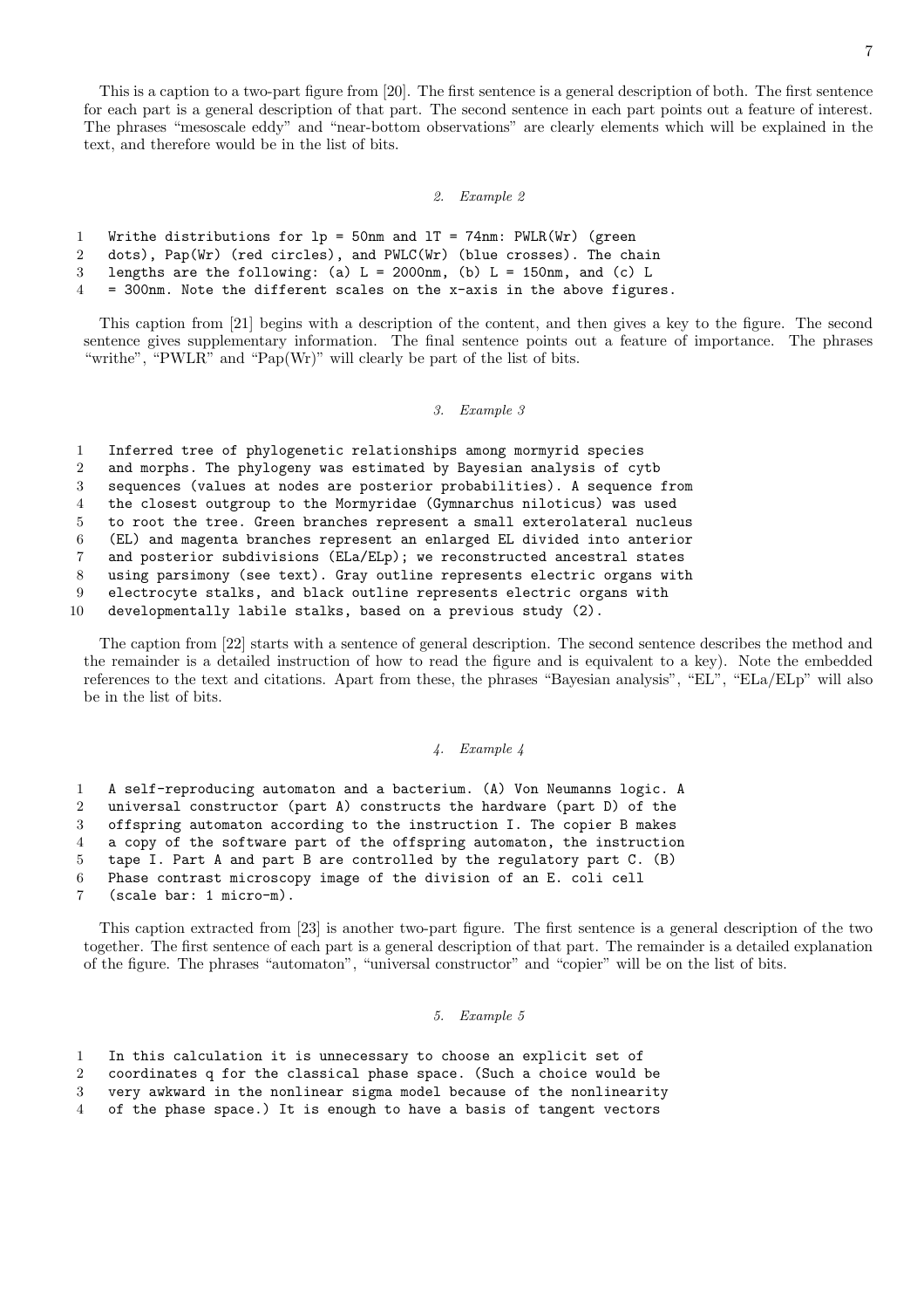This is a caption to a two-part figure from [20]. The first sentence is a general description of both. The first sentence for each part is a general description of that part. The second sentence in each part points out a feature of interest. The phrases "mesoscale eddy" and "near-bottom observations" are clearly elements which will be explained in the text, and therefore would be in the list of bits.

#### *2. Example 2*

```
1   Writhe distributions for lp = 50nm and lT = 74nm: PWLR(Wr) (green
2   dots), Pap(Wr) (red circles), and PWLC(Wr) (blue crosses). The chain
3   lengths are the following: (a) L = 2000nm, (b) L = 150nm, and (c) L
4   = 300nm. Note the different scales on the x-axis in the above figures.
```

This caption from [21] begins with a description of the content, and then gives a key to the figure. The second sentence gives supplementary information. The final sentence points out a feature of importance. The phrases "writhe", "PWLR" and "Pap(Wr)" will clearly be part of the list of bits.

#### *3. Example 3*

```
1   Inferred tree of phylogenetic relationships among mormyrid species
2   and morphs. The phylogeny was estimated by Bayesian analysis of cytb
3   sequences (values at nodes are posterior probabilities). A sequence from
4   the closest outgroup to the Mormyridae (Gymnarchus niloticus) was used
5   to root the tree. Green branches represent a small exterolateral nucleus
6   (EL) and magenta branches represent an enlarged EL divided into anterior
7   and posterior subdivisions (ELa/ELp); we reconstructed ancestral states
8   using parsimony (see text). Gray outline represents electric organs with
9   electrocyte stalks, and black outline represents electric organs with
10  developmentally labile stalks, based on a previous study (2).
```

The caption from [22] starts with a sentence of general description. The second sentence describes the method and the remainder is a detailed instruction of how to read the figure and is equivalent to a key). Note the embedded references to the text and citations. Apart from these, the phrases "Bayesian analysis", "EL", "ELa/ELp" will also be in the list of bits.

#### *4. Example 4*

```
1   A self-reproducing automaton and a bacterium. (A) Von Neumanns logic. A
2   universal constructor (part A) constructs the hardware (part D) of the
3   offspring automaton according to the instruction I. The copier B makes
4   a copy of the software part of the offspring automaton, the instruction
5   tape I. Part A and part B are controlled by the regulatory part C. (B)
6   Phase contrast microscopy image of the division of an E. coli cell
7   (scale bar: 1 micro-m).
```

This caption extracted from [23] is another two-part figure. The first sentence is a general description of the two together. The first sentence of each part is a general description of that part. The remainder is a detailed explanation of the figure. The phrases "automaton", "universal constructor" and "copier" will be on the list of bits.

#### *5. Example 5*

```
1   In this calculation it is unnecessary to choose an explicit set of
2   coordinates q for the classical phase space. (Such a choice would be
3   very awkward in the nonlinear sigma model because of the nonlinearity
4   of the phase space.) It is enough to have a basis of tangent vectors
```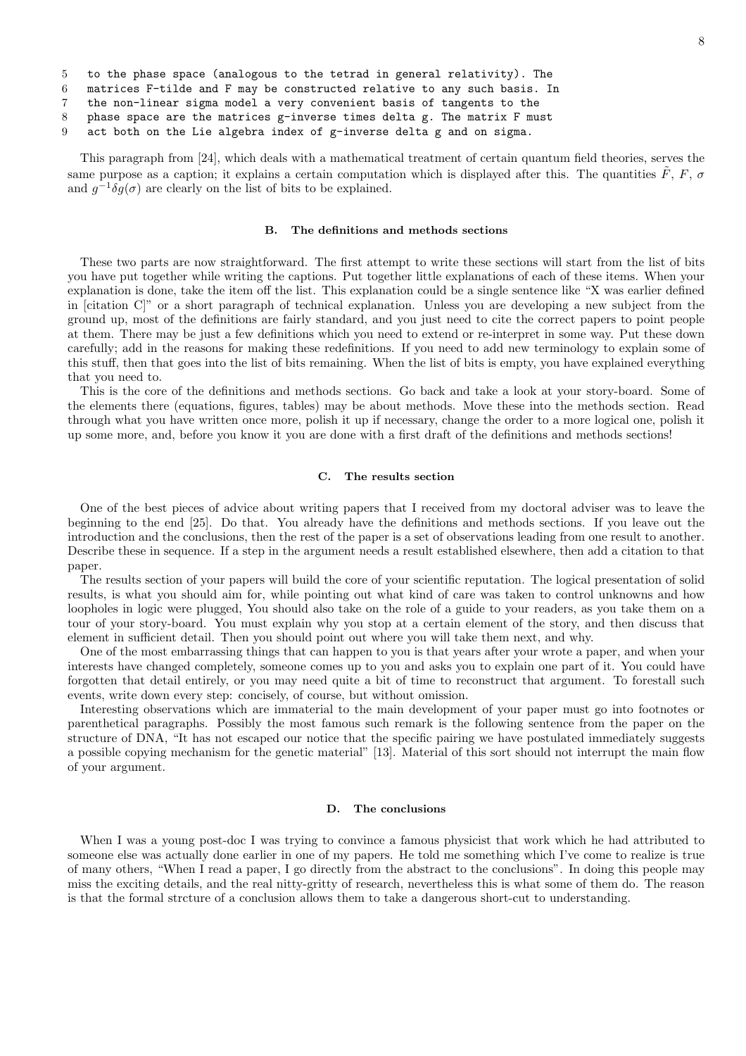```
5   to the phase space (analogous to the tetrad in general relativity). The
6   matrices F-tilde and F may be constructed relative to any such basis. In
7   the non-linear sigma model a very convenient basis of tangents to the
8   phase space are the matrices g-inverse times delta g. The matrix F must
9   act both on the Lie algebra index of g-inverse delta g and on sigma.
```

This paragraph from [24], which deals with a mathematical treatment of certain quantum field theories, serves the same purpose as a caption; it explains a certain computation which is displayed after this. The quantities $\tilde{F}$, $F$, $\sigma$ and $g^{-1}\delta g(\sigma)$ are clearly on the list of bits to be explained.

### B. The definitions and methods sections

These two parts are now straightforward. The first attempt to write these sections will start from the list of bits you have put together while writing the captions. Put together little explanations of each of these items. When your explanation is done, take the item off the list. This explanation could be a single sentence like "X was earlier defined in [citation C]" or a short paragraph of technical explanation. Unless you are developing a new subject from the ground up, most of the definitions are fairly standard, and you just need to cite the correct papers to point people at them. There may be just a few definitions which you need to extend or re-interpret in some way. Put these down carefully; add in the reasons for making these redefinitions. If you need to add new terminology to explain some of this stuff, then that goes into the list of bits remaining. When the list of bits is empty, you have explained everything that you need to.

This is the core of the definitions and methods sections. Go back and take a look at your story-board. Some of the elements there (equations, figures, tables) may be about methods. Move these into the methods section. Read through what you have written once more, polish it up if necessary, change the order to a more logical one, polish it up some more, and, before you know it you are done with a first draft of the definitions and methods sections!

### C. The results section

One of the best pieces of advice about writing papers that I received from my doctoral adviser was to leave the beginning to the end [25]. Do that. You already have the definitions and methods sections. If you leave out the introduction and the conclusions, then the rest of the paper is a set of observations leading from one result to another. Describe these in sequence. If a step in the argument needs a result established elsewhere, then add a citation to that paper.

The results section of your papers will build the core of your scientific reputation. The logical presentation of solid results, is what you should aim for, while pointing out what kind of care was taken to control unknowns and how loopholes in logic were plugged, You should also take on the role of a guide to your readers, as you take them on a tour of your story-board. You must explain why you stop at a certain element of the story, and then discuss that element in sufficient detail. Then you should point out where you will take them next, and why.

One of the most embarrassing things that can happen to you is that years after your wrote a paper, and when your interests have changed completely, someone comes up to you and asks you to explain one part of it. You could have forgotten that detail entirely, or you may need quite a bit of time to reconstruct that argument. To forestall such events, write down every step: concisely, of course, but without omission.

Interesting observations which are immaterial to the main development of your paper must go into footnotes or parenthetical paragraphs. Possibly the most famous such remark is the following sentence from the paper on the structure of DNA, "It has not escaped our notice that the specific pairing we have postulated immediately suggests a possible copying mechanism for the genetic material" [13]. Material of this sort should not interrupt the main flow of your argument.

### D. The conclusions

When I was a young post-doc I was trying to convince a famous physicist that work which he had attributed to someone else was actually done earlier in one of my papers. He told me something which I've come to realize is true of many others, "When I read a paper, I go directly from the abstract to the conclusions". In doing this people may miss the exciting details, and the real nitty-gritty of research, nevertheless this is what some of them do. The reason is that the formal strcture of a conclusion allows them to take a dangerous short-cut to understanding.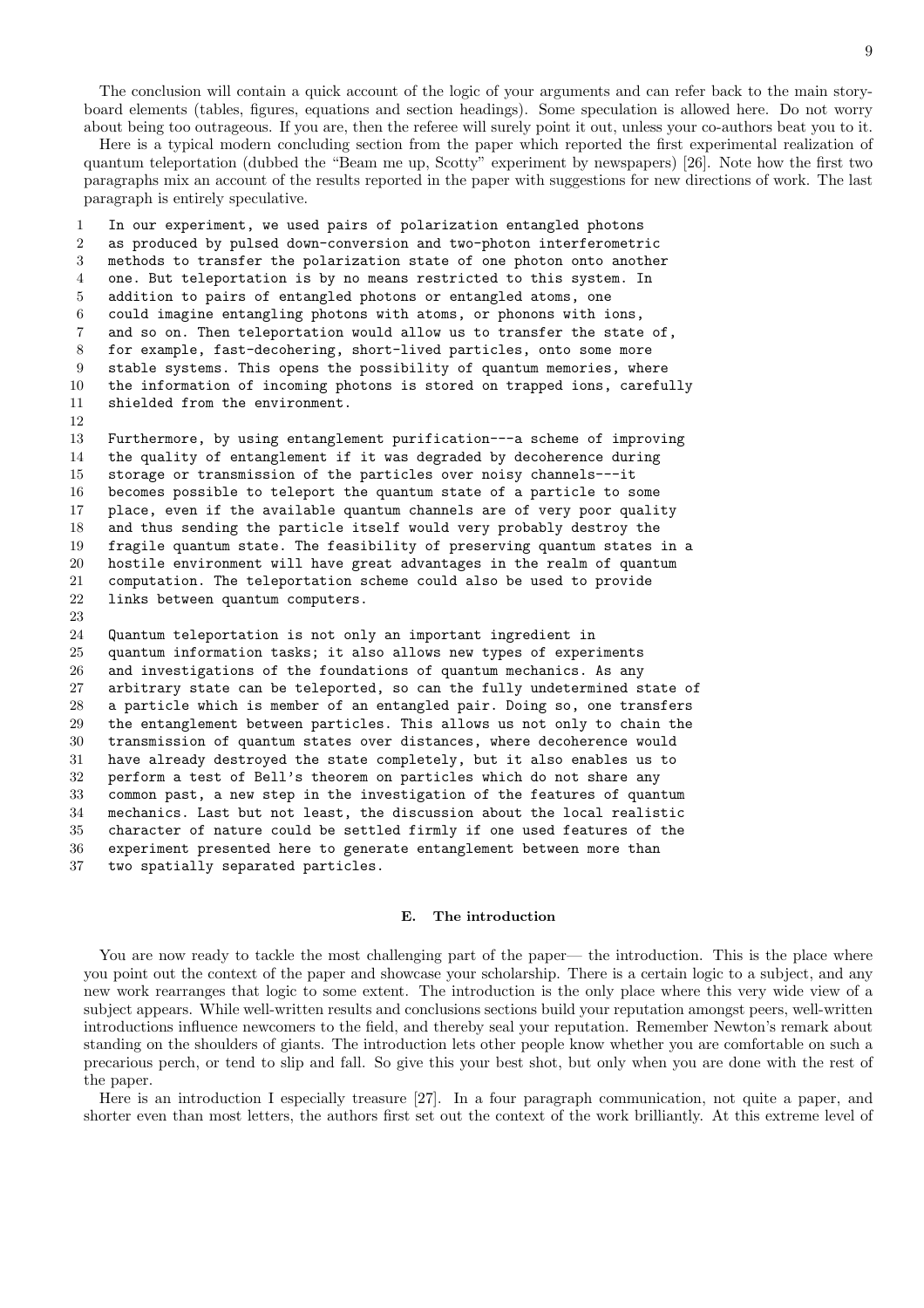The conclusion will contain a quick account of the logic of your arguments and can refer back to the main storyboard elements (tables, figures, equations and section headings). Some speculation is allowed here. Do not worry about being too outrageous. If you are, then the referee will surely point it out, unless your co-authors beat you to it.

Here is a typical modern concluding section from the paper which reported the first experimental realization of quantum teleportation (dubbed the "Beam me up, Scotty" experiment by newspapers) [26]. Note how the first two paragraphs mix an account of the results reported in the paper with suggestions for new directions of work. The last paragraph is entirely speculative.

```
1   In our experiment, we used pairs of polarization entangled photons
2   as produced by pulsed down-conversion and two-photon interferometric
3   methods to transfer the polarization state of one photon onto another
4   one. But teleportation is by no means restricted to this system. In
5   addition to pairs of entangled photons or entangled atoms, one
6   could imagine entangling photons with atoms, or phonons with ions,
7   and so on. Then teleportation would allow us to transfer the state of,
8   for example, fast-decohering, short-lived particles, onto some more
9   stable systems. This opens the possibility of quantum memories, where
10  the information of incoming photons is stored on trapped ions, carefully
11  shielded from the environment.
12
13  Furthermore, by using entanglement purification---a scheme of improving
14  the quality of entanglement if it was degraded by decoherence during
15  storage or transmission of the particles over noisy channels---it
16  becomes possible to teleport the quantum state of a particle to some
17  place, even if the available quantum channels are of very poor quality
18  and thus sending the particle itself would very probably destroy the
19  fragile quantum state. The feasibility of preserving quantum states in a
20  hostile environment will have great advantages in the realm of quantum
21  computation. The teleportation scheme could also be used to provide
22  links between quantum computers.
23
24  Quantum teleportation is not only an important ingredient in
25  quantum information tasks; it also allows new types of experiments
26  and investigations of the foundations of quantum mechanics. As any
27  arbitrary state can be teleported, so can the fully undetermined state of
28  a particle which is member of an entangled pair. Doing so, one transfers
29  the entanglement between particles. This allows us not only to chain the
30  transmission of quantum states over distances, where decoherence would
31  have already destroyed the state completely, but it also enables us to
32  perform a test of Bell's theorem on particles which do not share any
33  common past, a new step in the investigation of the features of quantum
34  mechanics. Last but not least, the discussion about the local realistic
35  character of nature could be settled firmly if one used features of the
36  experiment presented here to generate entanglement between more than
37  two spatially separated particles.
```

### E. The introduction

You are now ready to tackle the most challenging part of the paper— the introduction. This is the place where you point out the context of the paper and showcase your scholarship. There is a certain logic to a subject, and any new work rearranges that logic to some extent. The introduction is the only place where this very wide view of a subject appears. While well-written results and conclusions sections build your reputation amongst peers, well-written introductions influence newcomers to the field, and thereby seal your reputation. Remember Newton's remark about standing on the shoulders of giants. The introduction lets other people know whether you are comfortable on such a precarious perch, or tend to slip and fall. So give this your best shot, but only when you are done with the rest of the paper.

Here is an introduction I especially treasure [27]. In a four paragraph communication, not quite a paper, and shorter even than most letters, the authors first set out the context of the work brilliantly. At this extreme level of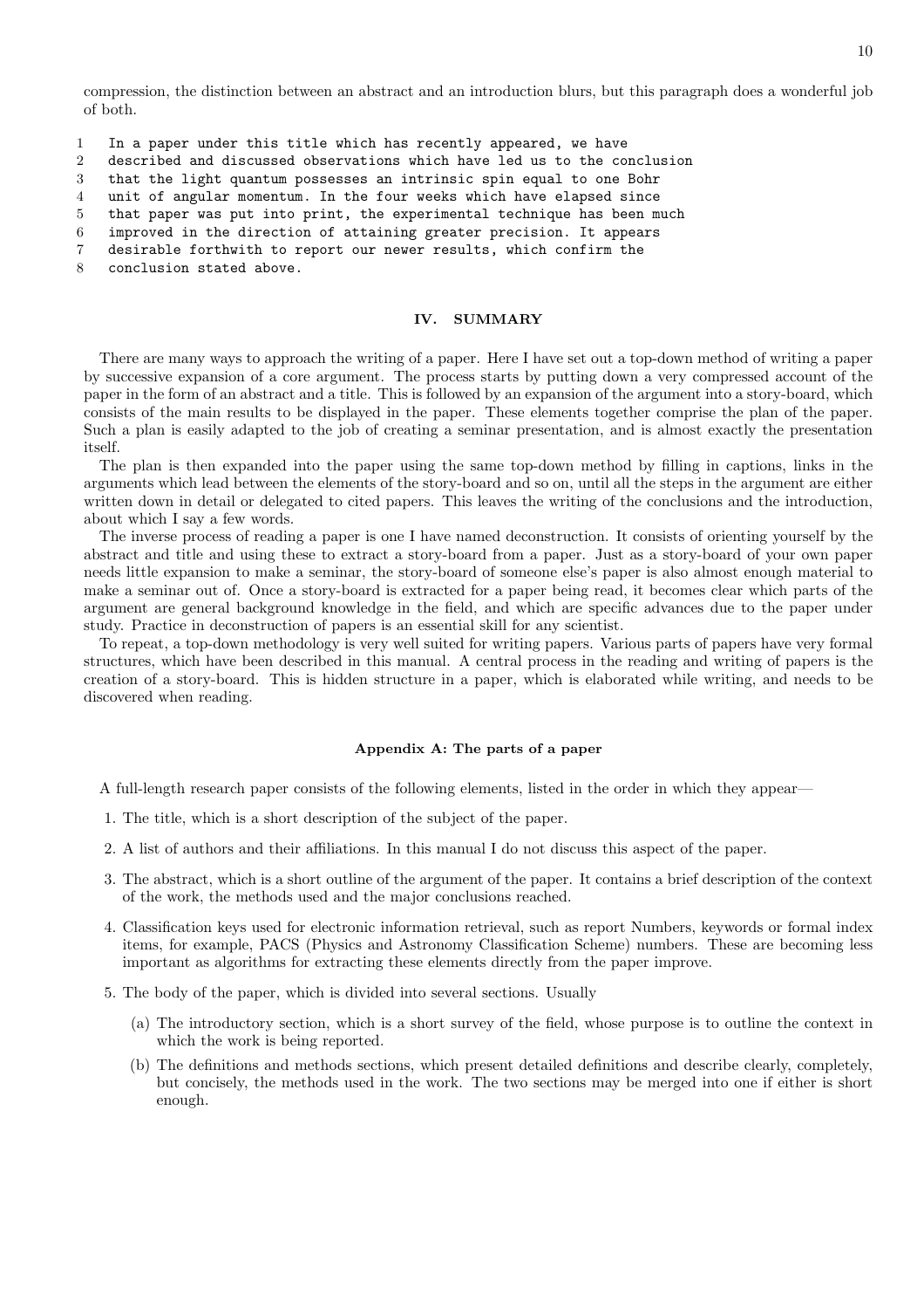compression, the distinction between an abstract and an introduction blurs, but this paragraph does a wonderful job of both.

```
1  In a paper under this title which has recently appeared, we have
2  described and discussed observations which have led us to the conclusion
3  that the light quantum possesses an intrinsic spin equal to one Bohr
4  unit of angular momentum. In the four weeks which have elapsed since
5  that paper was put into print, the experimental technique has been much
6  improved in the direction of attaining greater precision. It appears
7  desirable forthwith to report our newer results, which confirm the
8  conclusion stated above.
```

## IV. SUMMARY

There are many ways to approach the writing of a paper. Here I have set out a top-down method of writing a paper by successive expansion of a core argument. The process starts by putting down a very compressed account of the paper in the form of an abstract and a title. This is followed by an expansion of the argument into a story-board, which consists of the main results to be displayed in the paper. These elements together comprise the plan of the paper. Such a plan is easily adapted to the job of creating a seminar presentation, and is almost exactly the presentation itself.

The plan is then expanded into the paper using the same top-down method by filling in captions, links in the arguments which lead between the elements of the story-board and so on, until all the steps in the argument are either written down in detail or delegated to cited papers. This leaves the writing of the conclusions and the introduction, about which I say a few words.

The inverse process of reading a paper is one I have named deconstruction. It consists of orienting yourself by the abstract and title and using these to extract a story-board from a paper. Just as a story-board of your own paper needs little expansion to make a seminar, the story-board of someone else's paper is also almost enough material to make a seminar out of. Once a story-board is extracted for a paper being read, it becomes clear which parts of the argument are general background knowledge in the field, and which are specific advances due to the paper under study. Practice in deconstruction of papers is an essential skill for any scientist.

To repeat, a top-down methodology is very well suited for writing papers. Various parts of papers have very formal structures, which have been described in this manual. A central process in the reading and writing of papers is the creation of a story-board. This is hidden structure in a paper, which is elaborated while writing, and needs to be discovered when reading.

### Appendix A: The parts of a paper

A full-length research paper consists of the following elements, listed in the order in which they appear—

1. The title, which is a short description of the subject of the paper.
2. A list of authors and their affiliations. In this manual I do not discuss this aspect of the paper.
3. The abstract, which is a short outline of the argument of the paper. It contains a brief description of the context of the work, the methods used and the major conclusions reached.
4. Classification keys used for electronic information retrieval, such as report Numbers, keywords or formal index items, for example, PACS (Physics and Astronomy Classification Scheme) numbers. These are becoming less important as algorithms for extracting these elements directly from the paper improve.
5. The body of the paper, which is divided into several sections. Usually
   (a) The introductory section, which is a short survey of the field, whose purpose is to outline the context in which the work is being reported.
   (b) The definitions and methods sections, which present detailed definitions and describe clearly, completely, but concisely, the methods used in the work. The two sections may be merged into one if either is short enough.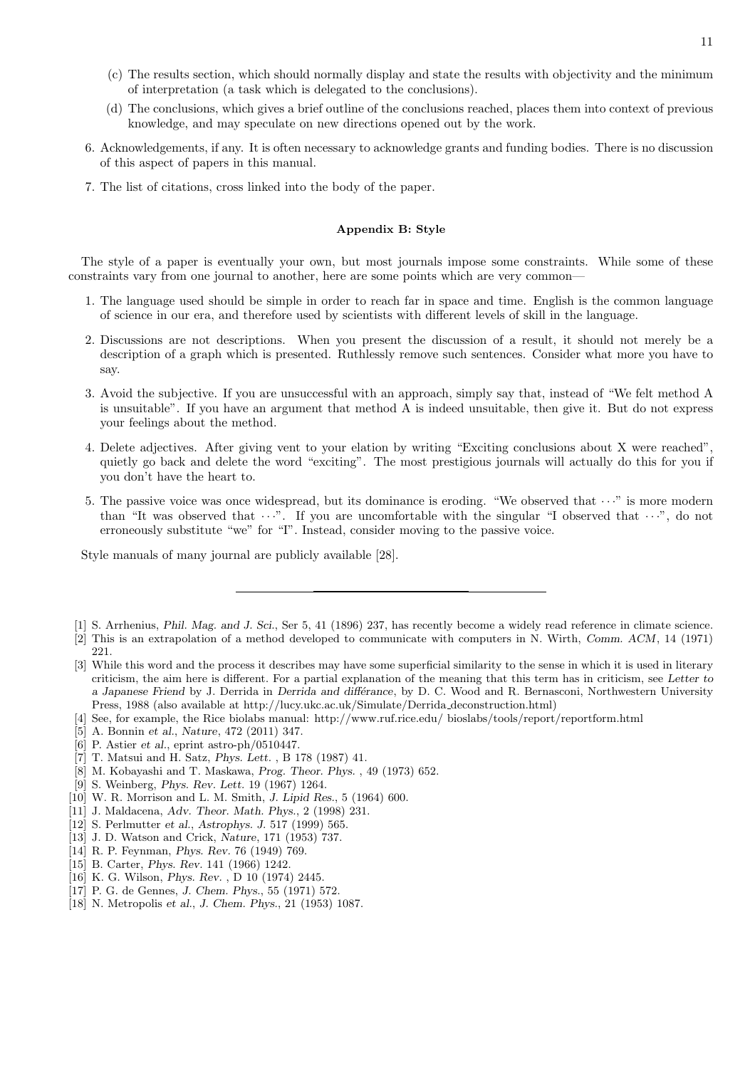(c) The results section, which should normally display and state the results with objectivity and the minimum of interpretation (a task which is delegated to the conclusions).

(d) The conclusions, which gives a brief outline of the conclusions reached, places them into context of previous knowledge, and may speculate on new directions opened out by the work.

6. Acknowledgements, if any. It is often necessary to acknowledge grants and funding bodies. There is no discussion of this aspect of papers in this manual.

7. The list of citations, cross linked into the body of the paper.

### Appendix B: Style

The style of a paper is eventually your own, but most journals impose some constraints. While some of these constraints vary from one journal to another, here are some points which are very common—

1. The language used should be simple in order to reach far in space and time. English is the common language of science in our era, and therefore used by scientists with different levels of skill in the language.

2. Discussions are not descriptions. When you present the discussion of a result, it should not merely be a description of a graph which is presented. Ruthlessly remove such sentences. Consider what more you have to say.

3. Avoid the subjective. If you are unsuccessful with an approach, simply say that, instead of "We felt method A is unsuitable". If you have an argument that method A is indeed unsuitable, then give it. But do not express your feelings about the method.

4. Delete adjectives. After giving vent to your elation by writing "Exciting conclusions about X were reached", quietly go back and delete the word "exciting". The most prestigious journals will actually do this for you if you don't have the heart to.

5. The passive voice was once widespread, but its dominance is eroding. "We observed that ⋯" is more modern than "It was observed that ⋯". If you are uncomfortable with the singular "I observed that ⋯", do not erroneously substitute "we" for "I". Instead, consider moving to the passive voice.

Style manuals of many journal are publicly available [28].

---

[1] S. Arrhenius, *Phil. Mag. and J. Sci.*, Ser 5, 41 (1896) 237, has recently become a widely read reference in climate science.
[2] This is an extrapolation of a method developed to communicate with computers in N. Wirth, *Comm. ACM*, 14 (1971) 221.
[3] While this word and the process it describes may have some superficial similarity to the sense in which it is used in literary criticism, the aim here is different. For a partial explanation of the meaning that this term has in criticism, see *Letter to a Japanese Friend* by J. Derrida in *Derrida and différance*, by D. C. Wood and R. Bernasconi, Northwestern University Press, 1988 (also available at http://lucy.ukc.ac.uk/Simulate/Derrida_deconstruction.html)
[4] See, for example, the Rice biolabs manual: http://www.ruf.rice.edu/ bioslabs/tools/report/reportform.html
[5] A. Bonnin *et al.*, *Nature*, 472 (2011) 347.
[6] P. Astier *et al.*, eprint astro-ph/0510447.
[7] T. Matsui and H. Satz, *Phys. Lett.* , B 178 (1987) 41.
[8] M. Kobayashi and T. Maskawa, *Prog. Theor. Phys.* , 49 (1973) 652.
[9] S. Weinberg, *Phys. Rev. Lett.* 19 (1967) 1264.
[10] W. R. Morrison and L. M. Smith, *J. Lipid Res.*, 5 (1964) 600.
[11] J. Maldacena, *Adv. Theor. Math. Phys.*, 2 (1998) 231.
[12] S. Perlmutter *et al.*, *Astrophys. J.* 517 (1999) 565.
[13] J. D. Watson and Crick, *Nature*, 171 (1953) 737.
[14] R. P. Feynman, *Phys. Rev.* 76 (1949) 769.
[15] B. Carter, *Phys. Rev.* 141 (1966) 1242.
[16] K. G. Wilson, *Phys. Rev.* , D 10 (1974) 2445.
[17] P. G. de Gennes, *J. Chem. Phys.*, 55 (1971) 572.
[18] N. Metropolis *et al.*, *J. Chem. Phys.*, 21 (1953) 1087.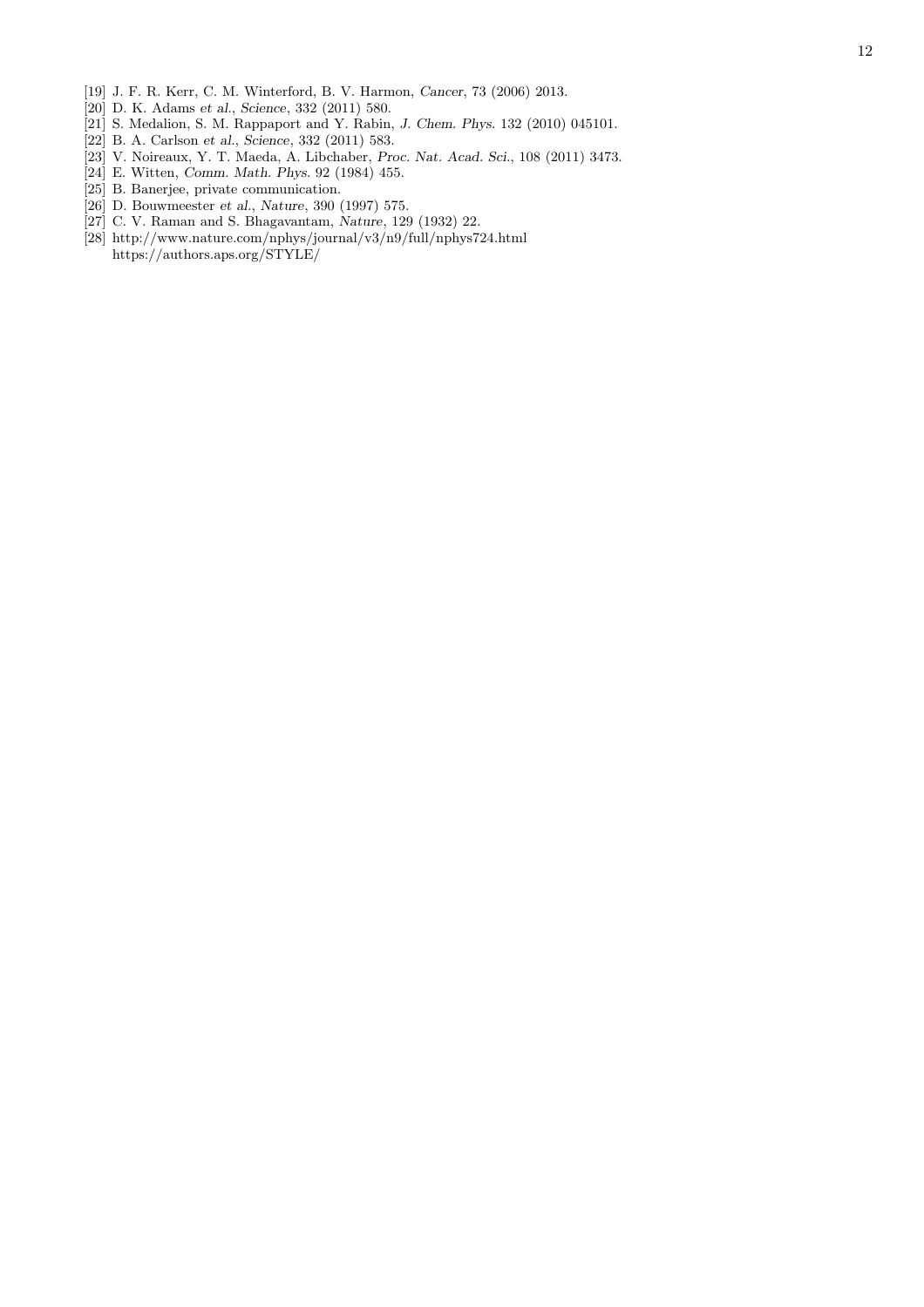[19] J. F. R. Kerr, C. M. Winterford, B. V. Harmon, *Cancer*, 73 (2006) 2013.
[20] D. K. Adams *et al.*, *Science*, 332 (2011) 580.
[21] S. Medalion, S. M. Rappaport and Y. Rabin, *J. Chem. Phys.* 132 (2010) 045101.
[22] B. A. Carlson *et al.*, *Science*, 332 (2011) 583.
[23] V. Noireaux, Y. T. Maeda, A. Libchaber, *Proc. Nat. Acad. Sci.*, 108 (2011) 3473.
[24] E. Witten, *Comm. Math. Phys.* 92 (1984) 455.
[25] B. Banerjee, private communication.
[26] D. Bouwmeester *et al.*, *Nature*, 390 (1997) 575.
[27] C. V. Raman and S. Bhagavantam, *Nature*, 129 (1932) 22.
[28] http://www.nature.com/nphys/journal/v3/n9/full/nphys724.html
https://authors.aps.org/STYLE/